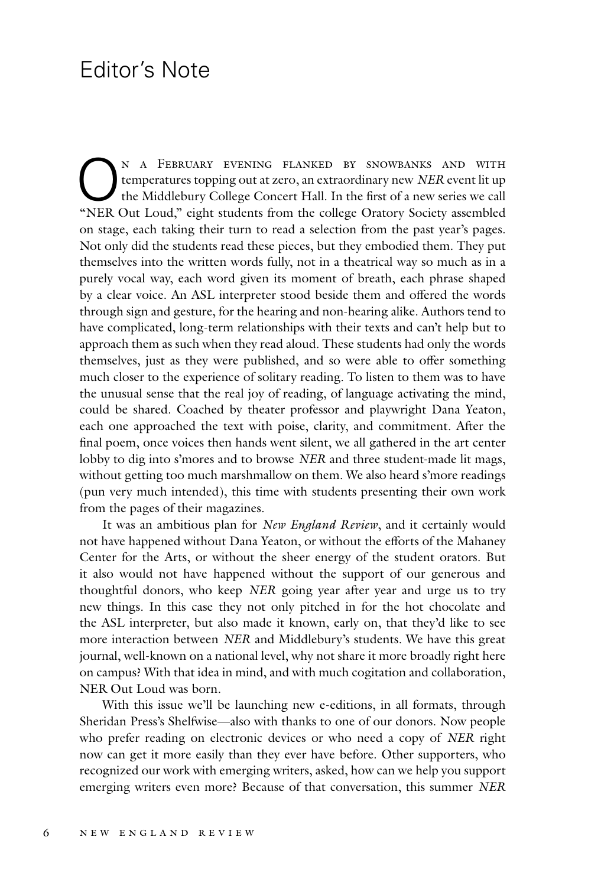# Editor's Note

On a February evening flanked by snowbanks and with temperatures topping out at zero, an extraordinary new *NER* event lit up the Middlebury College Concert Hall. In the first of a new series we call "NER Out Loud," eight students from the college Oratory Society assembled on stage, each taking their turn to read a selection from the past year's pages. Not only did the students read these pieces, but they embodied them. They put themselves into the written words fully, not in a theatrical way so much as in a purely vocal way, each word given its moment of breath, each phrase shaped by a clear voice. An ASL interpreter stood beside them and offered the words through sign and gesture, for the hearing and non-hearing alike. Authors tend to have complicated, long-term relationships with their texts and can't help but to approach them as such when they read aloud. These students had only the words themselves, just as they were published, and so were able to offer something much closer to the experience of solitary reading. To listen to them was to have the unusual sense that the real joy of reading, of language activating the mind, could be shared. Coached by theater professor and playwright Dana Yeaton, each one approached the text with poise, clarity, and commitment. After the final poem, once voices then hands went silent, we all gathered in the art center lobby to dig into s'mores and to browse *NER* and three student-made lit mags, without getting too much marshmallow on them. We also heard s'more readings (pun very much intended), this time with students presenting their own work from the pages of their magazines.

It was an ambitious plan for *New England Review*, and it certainly would not have happened without Dana Yeaton, or without the efforts of the Mahaney Center for the Arts, or without the sheer energy of the student orators. But it also would not have happened without the support of our generous and thoughtful donors, who keep *NER* going year after year and urge us to try new things. In this case they not only pitched in for the hot chocolate and the ASL interpreter, but also made it known, early on, that they'd like to see more interaction between *NER* and Middlebury's students. We have this great journal, well-known on a national level, why not share it more broadly right here on campus? With that idea in mind, and with much cogitation and collaboration, NER Out Loud was born.

With this issue we'll be launching new e-editions, in all formats, through Sheridan Press's Shelfwise—also with thanks to one of our donors. Now people who prefer reading on electronic devices or who need a copy of *NER* right now can get it more easily than they ever have before. Other supporters, who recognized our work with emerging writers, asked, how can we help you support emerging writers even more? Because of that conversation, this summer *NER*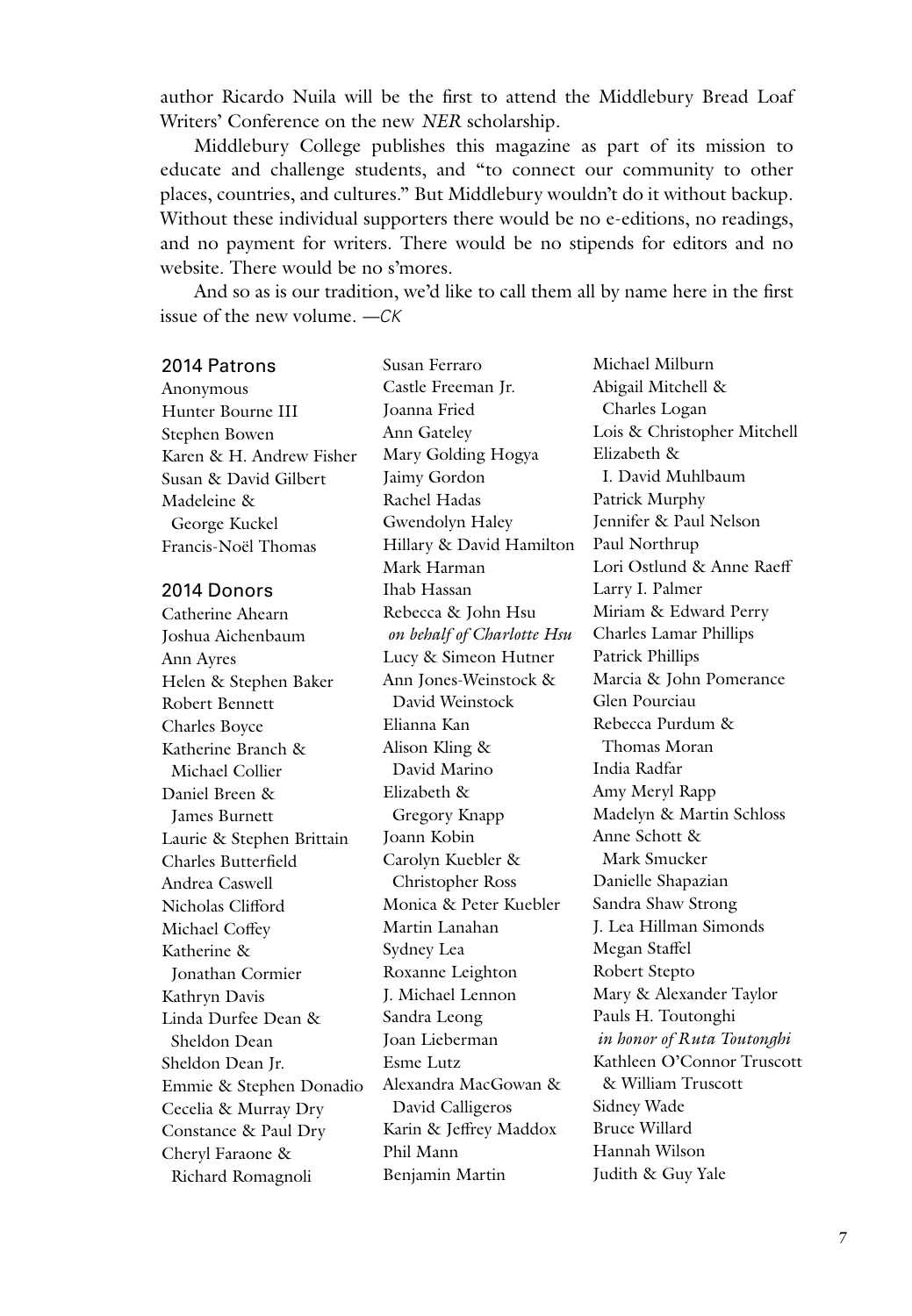author Ricardo Nuila will be the first to attend the Middlebury Bread Loaf Writers' Conference on the new *NER* scholarship.

Middlebury College publishes this magazine as part of its mission to educate and challenge students, and "to connect our community to other places, countries, and cultures." But Middlebury wouldn't do it without backup. Without these individual supporters there would be no e-editions, no readings, and no payment for writers. There would be no stipends for editors and no website. There would be no s'mores.

And so as is our tradition, we'd like to call them all by name here in the first issue of the new volume. —*CK*

## 2014 Patrons

Anonymous
Hunter Bourne III
Stephen Bowen
Karen & H. Andrew Fisher
Susan & David Gilbert
Madeleine & George Kuckel
Francis-Noël Thomas

## 2014 Donors

Catherine Ahearn
Joshua Aichenbaum
Ann Ayres
Helen & Stephen Baker
Robert Bennett
Charles Boyce
Katherine Branch & Michael Collier
Daniel Breen & James Burnett
Laurie & Stephen Brittain
Charles Butterfield
Andrea Caswell
Nicholas Clifford
Michael Coffey
Katherine & Jonathan Cormier
Kathryn Davis
Linda Durfee Dean & Sheldon Dean
Sheldon Dean Jr.
Emmie & Stephen Donadio
Cecelia & Murray Dry
Constance & Paul Dry
Cheryl Faraone & Richard Romagnoli
Susan Ferraro
Castle Freeman Jr.
Joanna Fried
Ann Gateley
Mary Golding Hogya
Jaimy Gordon
Rachel Hadas
Gwendolyn Haley
Hillary & David Hamilton
Mark Harman
Ihab Hassan
Rebecca & John Hsu *on behalf of Charlotte Hsu*
Lucy & Simeon Hutner
Ann Jones-Weinstock & David Weinstock
Elianna Kan
Alison Kling & David Marino
Elizabeth & Gregory Knapp
Joann Kobin
Carolyn Kuebler & Christopher Ross
Monica & Peter Kuebler
Martin Lanahan
Sydney Lea
Roxanne Leighton
J. Michael Lennon
Sandra Leong
Joan Lieberman
Esme Lutz
Alexandra MacGowan & David Calligeros
Karin & Jeffrey Maddox
Phil Mann
Benjamin Martin
Michael Milburn
Abigail Mitchell & Charles Logan
Lois & Christopher Mitchell
Elizabeth & I. David Muhlbaum
Patrick Murphy
Jennifer & Paul Nelson
Paul Northrup
Lori Ostlund & Anne Raeff
Larry I. Palmer
Miriam & Edward Perry
Charles Lamar Phillips
Patrick Phillips
Marcia & John Pomerance
Glen Pourciau
Rebecca Purdum & Thomas Moran
India Radfar
Amy Meryl Rapp
Madelyn & Martin Schloss
Anne Schott & Mark Smucker
Danielle Shapazian
Sandra Shaw Strong
J. Lea Hillman Simonds
Megan Staffel
Robert Stepto
Mary & Alexander Taylor
Pauls H. Toutonghi *in honor of Ruta Toutonghi*
Kathleen O'Connor Truscott & William Truscott
Sidney Wade
Bruce Willard
Hannah Wilson
Judith & Guy Yale